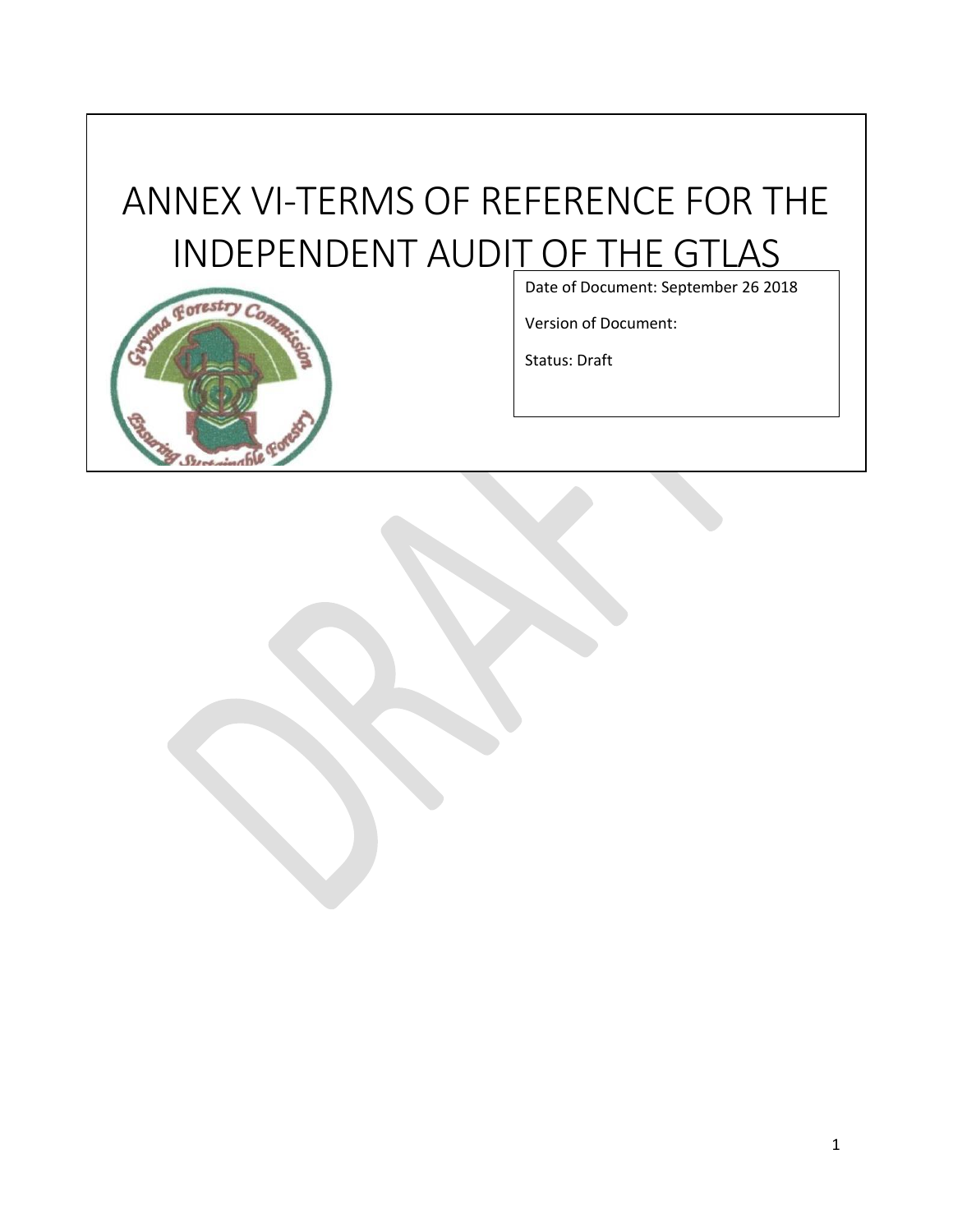# ANNEX VI-TERMS OF REFERENCE FOR THE INDEPENDENT AUDIT OF THE GTLAS

Date of Document: September 26 2018

Version of Document:

Status: Draft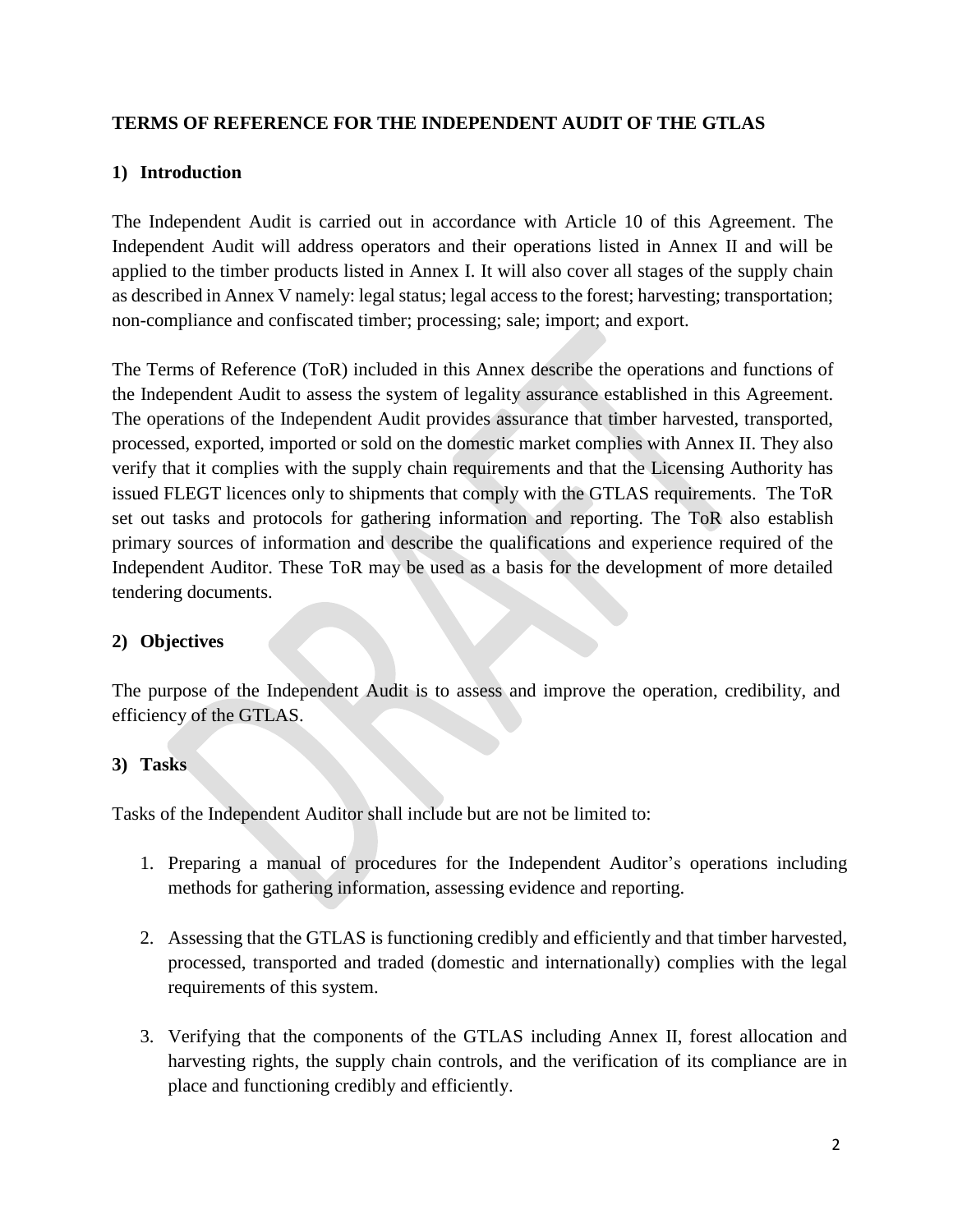**TERMS OF REFERENCE FOR THE INDEPENDENT AUDIT OF THE GTLAS**

## 1) Introduction

The Independent Audit is carried out in accordance with Article 10 of this Agreement. The Independent Audit will address operators and their operations listed in Annex II and will be applied to the timber products listed in Annex I. It will also cover all stages of the supply chain as described in Annex V namely: legal status; legal access to the forest; harvesting; transportation; non-compliance and confiscated timber; processing; sale; import; and export.

The Terms of Reference (ToR) included in this Annex describe the operations and functions of the Independent Audit to assess the system of legality assurance established in this Agreement. The operations of the Independent Audit provides assurance that timber harvested, transported, processed, exported, imported or sold on the domestic market complies with Annex II. They also verify that it complies with the supply chain requirements and that the Licensing Authority has issued FLEGT licences only to shipments that comply with the GTLAS requirements. The ToR set out tasks and protocols for gathering information and reporting. The ToR also establish primary sources of information and describe the qualifications and experience required of the Independent Auditor. These ToR may be used as a basis for the development of more detailed tendering documents.

## 2) Objectives

The purpose of the Independent Audit is to assess and improve the operation, credibility, and efficiency of the GTLAS.

## 3) Tasks

Tasks of the Independent Auditor shall include but are not be limited to:

1. Preparing a manual of procedures for the Independent Auditor's operations including methods for gathering information, assessing evidence and reporting.

2. Assessing that the GTLAS is functioning credibly and efficiently and that timber harvested, processed, transported and traded (domestic and internationally) complies with the legal requirements of this system.

3. Verifying that the components of the GTLAS including Annex II, forest allocation and harvesting rights, the supply chain controls, and the verification of its compliance are in place and functioning credibly and efficiently.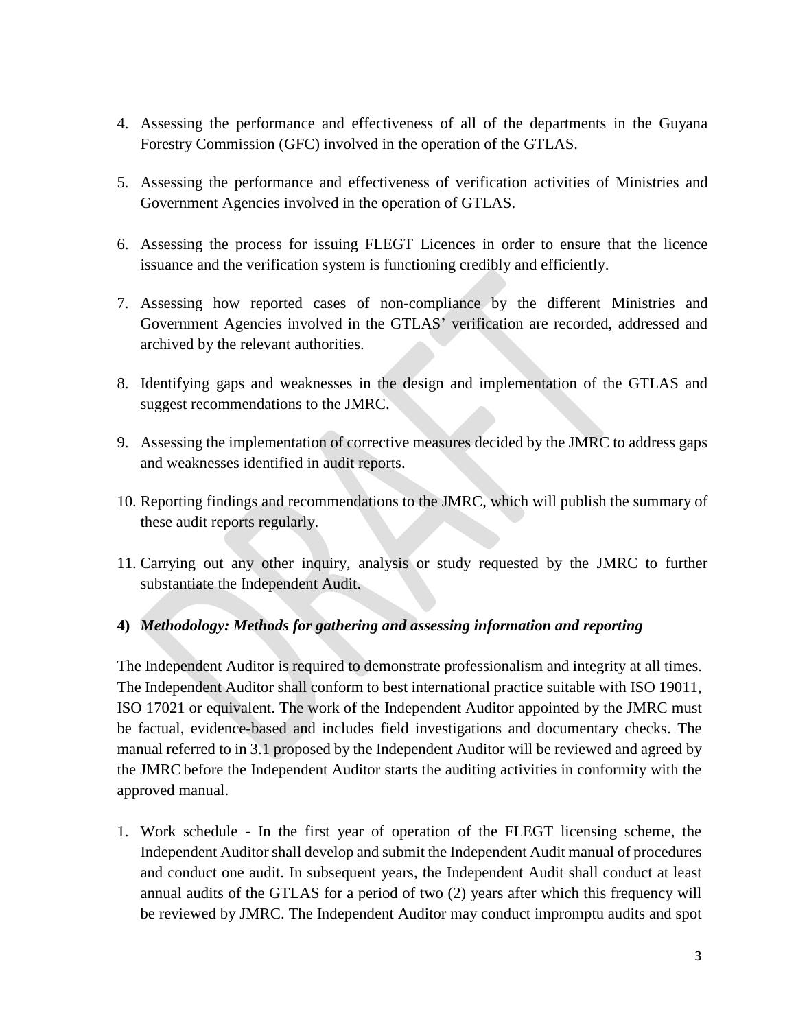4. Assessing the performance and effectiveness of all of the departments in the Guyana Forestry Commission (GFC) involved in the operation of the GTLAS.

5. Assessing the performance and effectiveness of verification activities of Ministries and Government Agencies involved in the operation of GTLAS.

6. Assessing the process for issuing FLEGT Licences in order to ensure that the licence issuance and the verification system is functioning credibly and efficiently.

7. Assessing how reported cases of non-compliance by the different Ministries and Government Agencies involved in the GTLAS' verification are recorded, addressed and archived by the relevant authorities.

8. Identifying gaps and weaknesses in the design and implementation of the GTLAS and suggest recommendations to the JMRC.

9. Assessing the implementation of corrective measures decided by the JMRC to address gaps and weaknesses identified in audit reports.

10. Reporting findings and recommendations to the JMRC, which will publish the summary of these audit reports regularly.

11. Carrying out any other inquiry, analysis or study requested by the JMRC to further substantiate the Independent Audit.

**4)** ***Methodology: Methods for gathering and assessing information and reporting***

The Independent Auditor is required to demonstrate professionalism and integrity at all times. The Independent Auditor shall conform to best international practice suitable with ISO 19011, ISO 17021 or equivalent. The work of the Independent Auditor appointed by the JMRC must be factual, evidence-based and includes field investigations and documentary checks. The manual referred to in 3.1 proposed by the Independent Auditor will be reviewed and agreed by the JMRC before the Independent Auditor starts the auditing activities in conformity with the approved manual.

1. Work schedule - In the first year of operation of the FLEGT licensing scheme, the Independent Auditor shall develop and submit the Independent Audit manual of procedures and conduct one audit. In subsequent years, the Independent Audit shall conduct at least annual audits of the GTLAS for a period of two (2) years after which this frequency will be reviewed by JMRC. The Independent Auditor may conduct impromptu audits and spot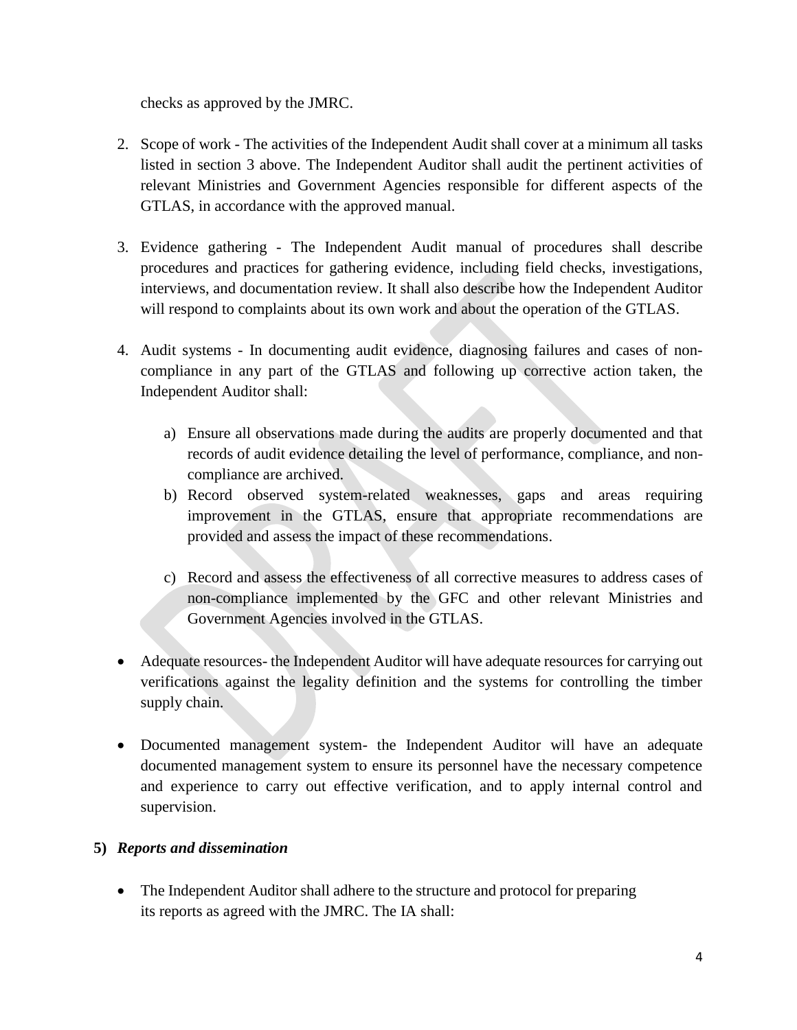checks as approved by the JMRC.

2. Scope of work - The activities of the Independent Audit shall cover at a minimum all tasks listed in section 3 above. The Independent Auditor shall audit the pertinent activities of relevant Ministries and Government Agencies responsible for different aspects of the GTLAS, in accordance with the approved manual.

3. Evidence gathering - The Independent Audit manual of procedures shall describe procedures and practices for gathering evidence, including field checks, investigations, interviews, and documentation review. It shall also describe how the Independent Auditor will respond to complaints about its own work and about the operation of the GTLAS.

4. Audit systems - In documenting audit evidence, diagnosing failures and cases of non-compliance in any part of the GTLAS and following up corrective action taken, the Independent Auditor shall:

    a) Ensure all observations made during the audits are properly documented and that records of audit evidence detailing the level of performance, compliance, and non-compliance are archived.
    b) Record observed system-related weaknesses, gaps and areas requiring improvement in the GTLAS, ensure that appropriate recommendations are provided and assess the impact of these recommendations.
    c) Record and assess the effectiveness of all corrective measures to address cases of non-compliance implemented by the GFC and other relevant Ministries and Government Agencies involved in the GTLAS.

- Adequate resources- the Independent Auditor will have adequate resources for carrying out verifications against the legality definition and the systems for controlling the timber supply chain.

- Documented management system- the Independent Auditor will have an adequate documented management system to ensure its personnel have the necessary competence and experience to carry out effective verification, and to apply internal control and supervision.

**5)** ***Reports and dissemination***

- The Independent Auditor shall adhere to the structure and protocol for preparing its reports as agreed with the JMRC. The IA shall: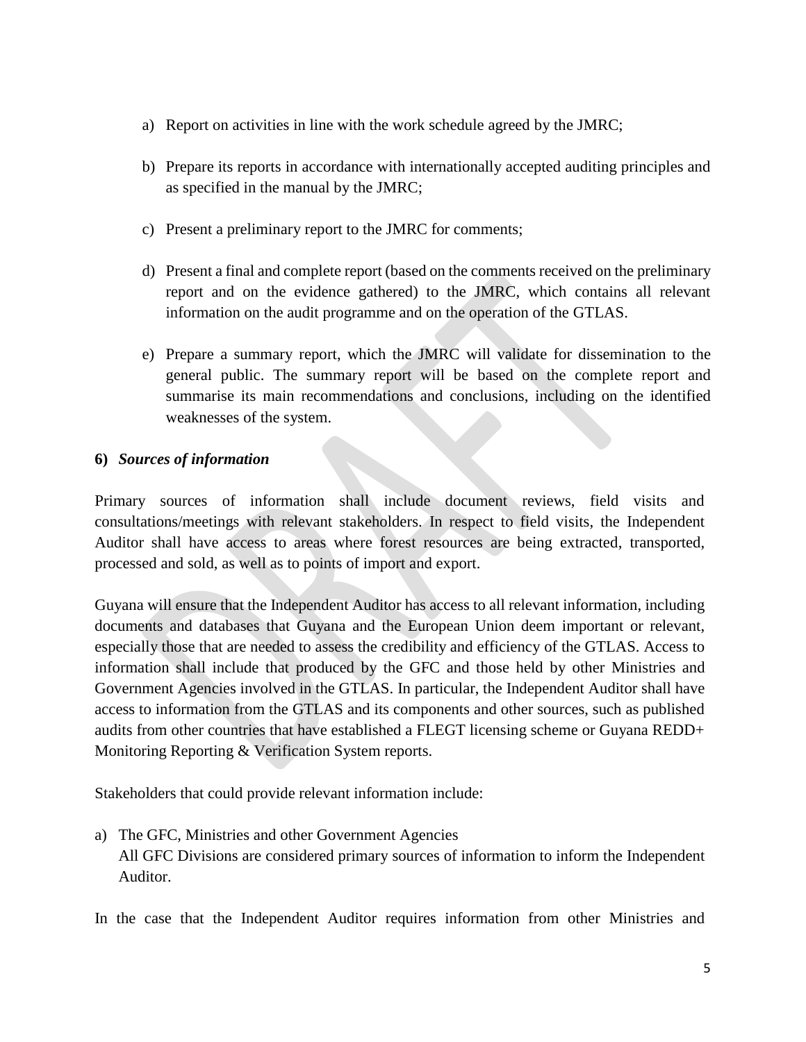a) Report on activities in line with the work schedule agreed by the JMRC;

b) Prepare its reports in accordance with internationally accepted auditing principles and as specified in the manual by the JMRC;

c) Present a preliminary report to the JMRC for comments;

d) Present a final and complete report (based on the comments received on the preliminary report and on the evidence gathered) to the JMRC, which contains all relevant information on the audit programme and on the operation of the GTLAS.

e) Prepare a summary report, which the JMRC will validate for dissemination to the general public. The summary report will be based on the complete report and summarise its main recommendations and conclusions, including on the identified weaknesses of the system.

**6)** ***Sources of information***

Primary sources of information shall include document reviews, field visits and consultations/meetings with relevant stakeholders. In respect to field visits, the Independent Auditor shall have access to areas where forest resources are being extracted, transported, processed and sold, as well as to points of import and export.

Guyana will ensure that the Independent Auditor has access to all relevant information, including documents and databases that Guyana and the European Union deem important or relevant, especially those that are needed to assess the credibility and efficiency of the GTLAS. Access to information shall include that produced by the GFC and those held by other Ministries and Government Agencies involved in the GTLAS. In particular, the Independent Auditor shall have access to information from the GTLAS and its components and other sources, such as published audits from other countries that have established a FLEGT licensing scheme or Guyana REDD+ Monitoring Reporting & Verification System reports.

Stakeholders that could provide relevant information include:

a) The GFC, Ministries and other Government Agencies
   All GFC Divisions are considered primary sources of information to inform the Independent Auditor.

In the case that the Independent Auditor requires information from other Ministries and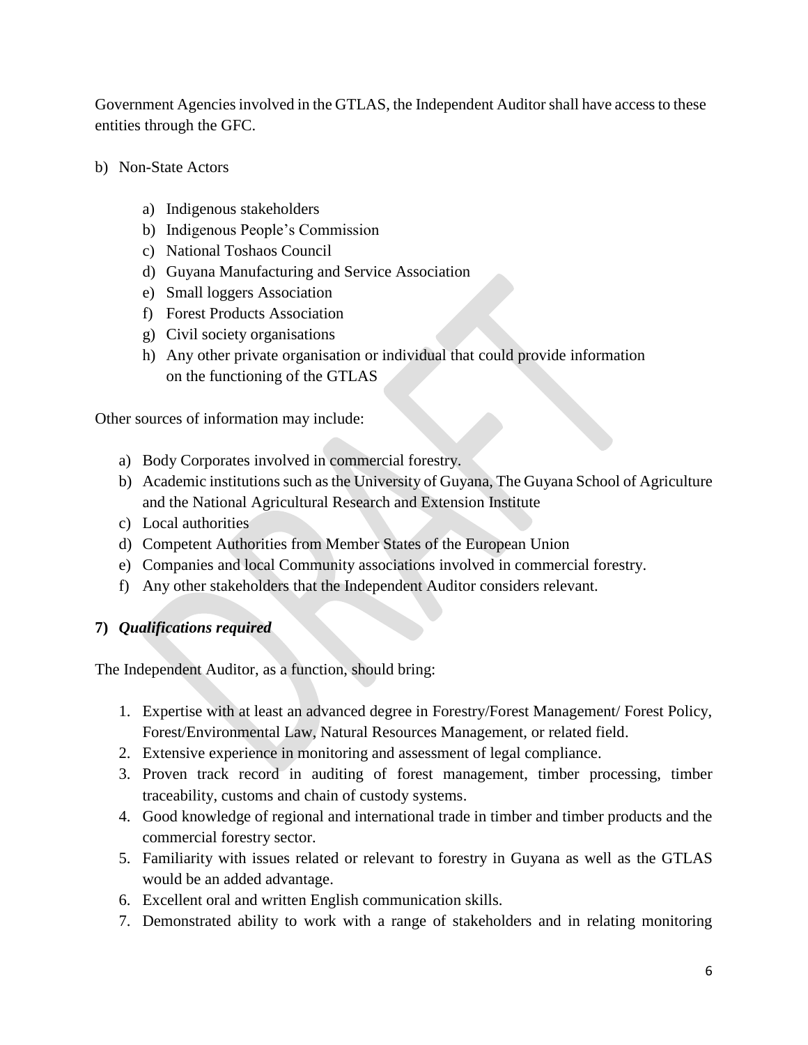Government Agencies involved in the GTLAS, the Independent Auditor shall have access to these entities through the GFC.

b) Non-State Actors

   a) Indigenous stakeholders
   b) Indigenous People's Commission
   c) National Toshaos Council
   d) Guyana Manufacturing and Service Association
   e) Small loggers Association
   f) Forest Products Association
   g) Civil society organisations
   h) Any other private organisation or individual that could provide information on the functioning of the GTLAS

Other sources of information may include:

a) Body Corporates involved in commercial forestry.
b) Academic institutions such as the University of Guyana, The Guyana School of Agriculture and the National Agricultural Research and Extension Institute
c) Local authorities
d) Competent Authorities from Member States of the European Union
e) Companies and local Community associations involved in commercial forestry.
f) Any other stakeholders that the Independent Auditor considers relevant.

**7) *Qualifications required***

The Independent Auditor, as a function, should bring:

1. Expertise with at least an advanced degree in Forestry/Forest Management/ Forest Policy, Forest/Environmental Law, Natural Resources Management, or related field.
2. Extensive experience in monitoring and assessment of legal compliance.
3. Proven track record in auditing of forest management, timber processing, timber traceability, customs and chain of custody systems.
4. Good knowledge of regional and international trade in timber and timber products and the commercial forestry sector.
5. Familiarity with issues related or relevant to forestry in Guyana as well as the GTLAS would be an added advantage.
6. Excellent oral and written English communication skills.
7. Demonstrated ability to work with a range of stakeholders and in relating monitoring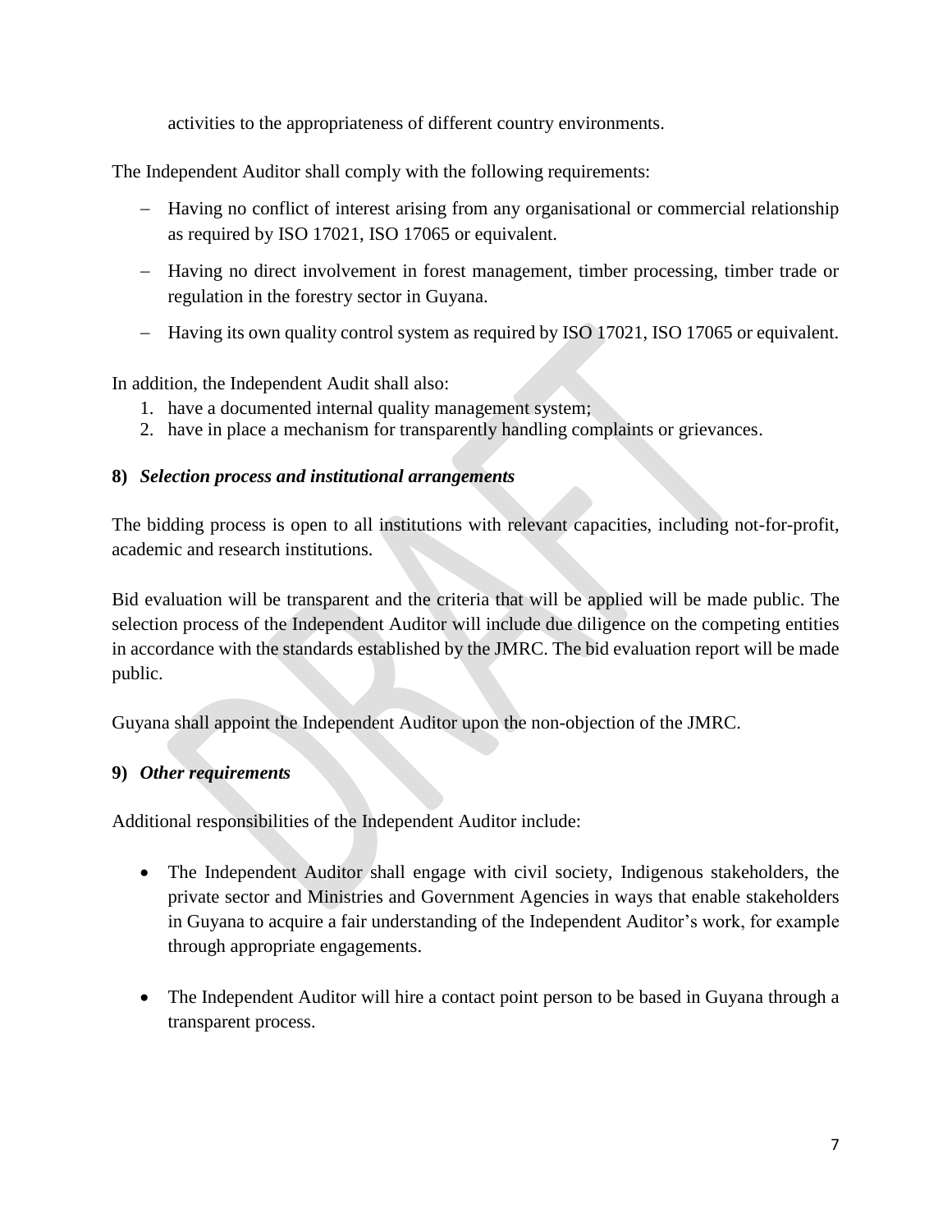activities to the appropriateness of different country environments.

The Independent Auditor shall comply with the following requirements:

- Having no conflict of interest arising from any organisational or commercial relationship as required by ISO 17021, ISO 17065 or equivalent.
- Having no direct involvement in forest management, timber processing, timber trade or regulation in the forestry sector in Guyana.
- Having its own quality control system as required by ISO 17021, ISO 17065 or equivalent.

In addition, the Independent Audit shall also:

1. have a documented internal quality management system;
2. have in place a mechanism for transparently handling complaints or grievances.

**8)** ***Selection process and institutional arrangements***

The bidding process is open to all institutions with relevant capacities, including not-for-profit, academic and research institutions.

Bid evaluation will be transparent and the criteria that will be applied will be made public. The selection process of the Independent Auditor will include due diligence on the competing entities in accordance with the standards established by the JMRC. The bid evaluation report will be made public.

Guyana shall appoint the Independent Auditor upon the non-objection of the JMRC.

**9)** ***Other requirements***

Additional responsibilities of the Independent Auditor include:

- The Independent Auditor shall engage with civil society, Indigenous stakeholders, the private sector and Ministries and Government Agencies in ways that enable stakeholders in Guyana to acquire a fair understanding of the Independent Auditor's work, for example through appropriate engagements.
- The Independent Auditor will hire a contact point person to be based in Guyana through a transparent process.